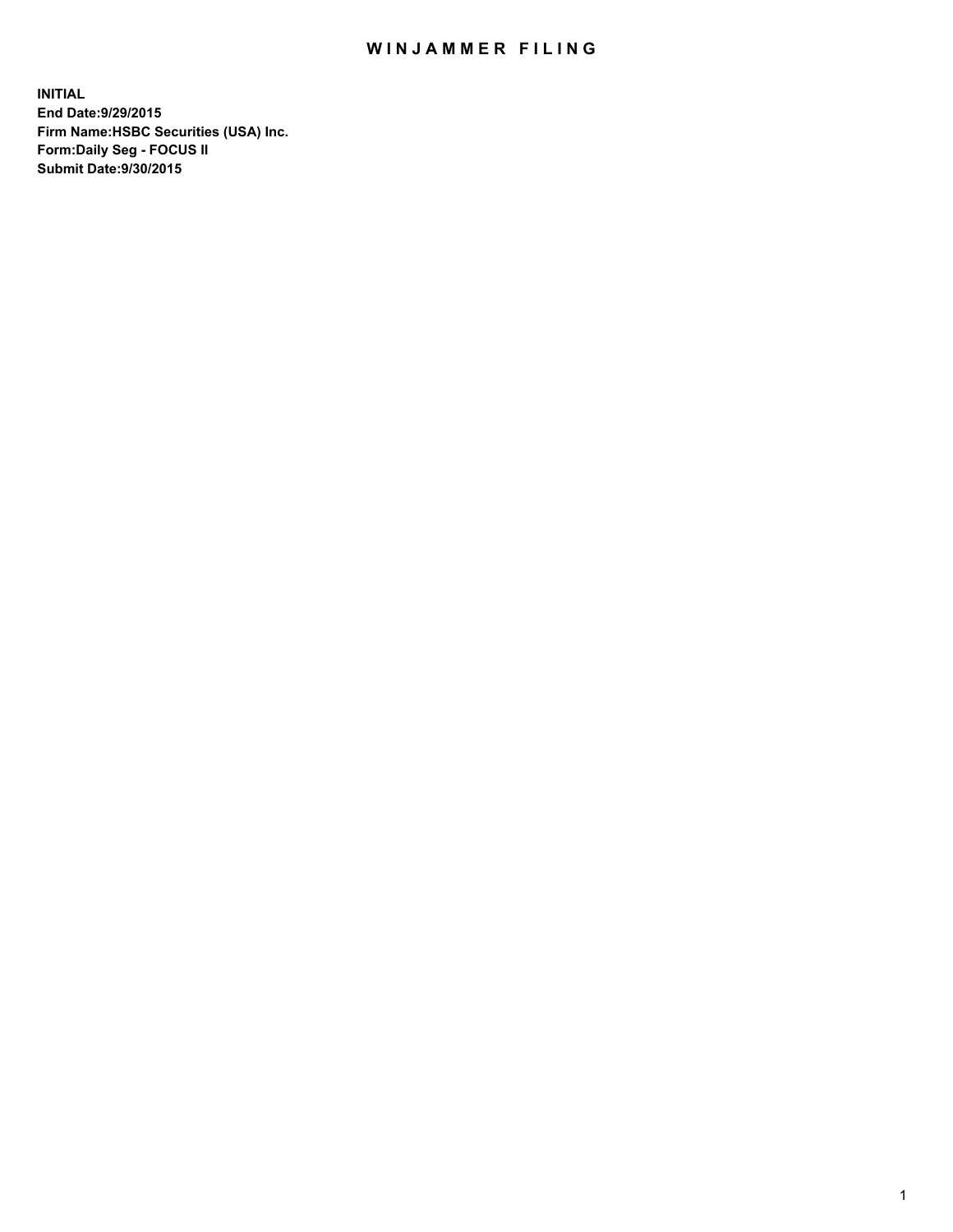# WINJAMMER FILING

**INITIAL**
**End Date:9/29/2015**
**Firm Name:HSBC Securities (USA) Inc.**
**Form:Daily Seg - FOCUS II**
**Submit Date:9/30/2015**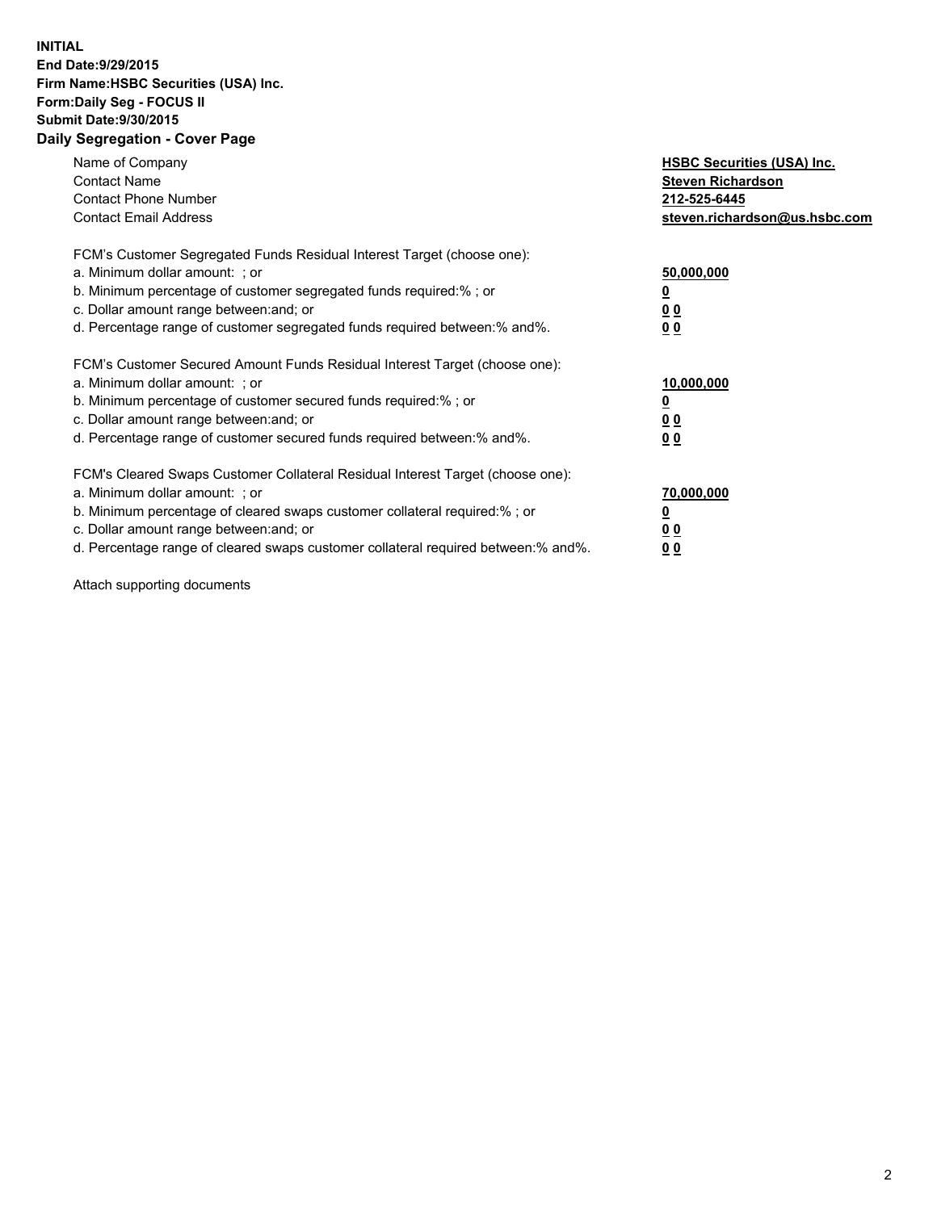**INITIAL**
**End Date:9/29/2015**
**Firm Name:HSBC Securities (USA) Inc.**
**Form:Daily Seg - FOCUS II**
**Submit Date:9/30/2015**

## Daily Segregation - Cover Page

| | |
|---|---|
| Name of Company | **HSBC Securities (USA) Inc.** |
| Contact Name | **Steven Richardson** |
| Contact Phone Number | **212-525-6445** |
| Contact Email Address | **steven.richardson@us.hsbc.com** |

FCM's Customer Segregated Funds Residual Interest Target (choose one):

| | |
|---|---|
| a. Minimum dollar amount: ; or | **50,000,000** |
| b. Minimum percentage of customer segregated funds required:% ; or | **0** |
| c. Dollar amount range between:and; or | **0 0** |
| d. Percentage range of customer segregated funds required between:% and%. | **0 0** |

FCM's Customer Secured Amount Funds Residual Interest Target (choose one):

| | |
|---|---|
| a. Minimum dollar amount: ; or | **10,000,000** |
| b. Minimum percentage of customer secured funds required:% ; or | **0** |
| c. Dollar amount range between:and; or | **0 0** |
| d. Percentage range of customer secured funds required between:% and%. | **0 0** |

FCM's Cleared Swaps Customer Collateral Residual Interest Target (choose one):

| | |
|---|---|
| a. Minimum dollar amount: ; or | **70,000,000** |
| b. Minimum percentage of cleared swaps customer collateral required:% ; or | **0** |
| c. Dollar amount range between:and; or | **0 0** |
| d. Percentage range of cleared swaps customer collateral required between:% and%. | **0 0** |

Attach supporting documents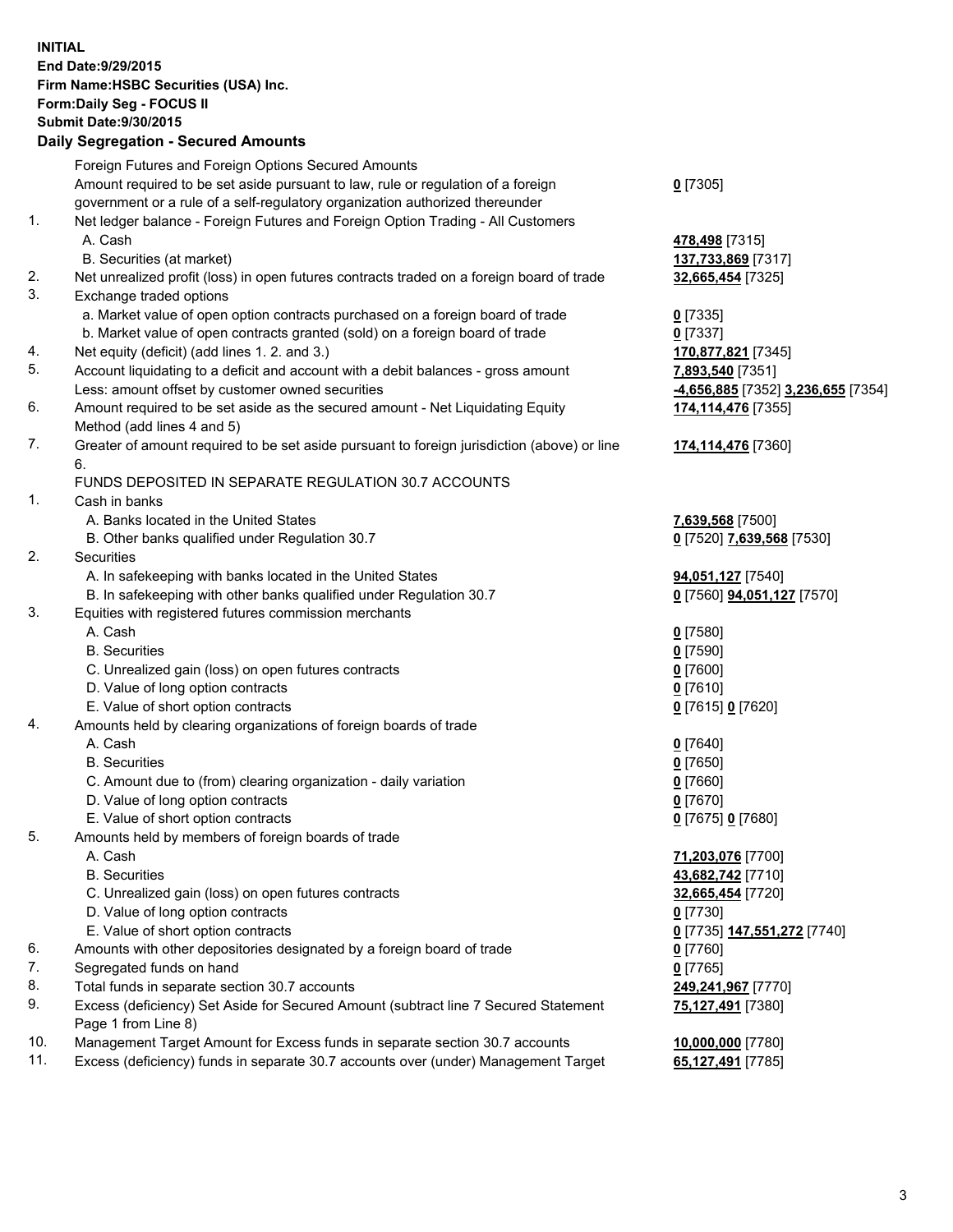**INITIAL**
**End Date:9/29/2015**
**Firm Name:HSBC Securities (USA) Inc.**
**Form:Daily Seg - FOCUS II**
**Submit Date:9/30/2015**

## Daily Segregation - Secured Amounts

| | | |
|---|---|---|
| | Foreign Futures and Foreign Options Secured Amounts | |
| | Amount required to be set aside pursuant to law, rule or regulation of a foreign government or a rule of a self-regulatory organization authorized thereunder | **0** [7305] |
| 1. | Net ledger balance - Foreign Futures and Foreign Option Trading - All Customers | |
| | A. Cash | **478,498** [7315] |
| | B. Securities (at market) | **137,733,869** [7317] |
| 2. | Net unrealized profit (loss) in open futures contracts traded on a foreign board of trade | **32,665,454** [7325] |
| 3. | Exchange traded options | |
| | a. Market value of open option contracts purchased on a foreign board of trade | **0** [7335] |
| | b. Market value of open contracts granted (sold) on a foreign board of trade | **0** [7337] |
| 4. | Net equity (deficit) (add lines 1. 2. and 3.) | **170,877,821** [7345] |
| 5. | Account liquidating to a deficit and account with a debit balances - gross amount | **7,893,540** [7351] |
| | Less: amount offset by customer owned securities | **-4,656,885** [7352] **3,236,655** [7354] |
| 6. | Amount required to be set aside as the secured amount - Net Liquidating Equity Method (add lines 4 and 5) | **174,114,476** [7355] |
| 7. | Greater of amount required to be set aside pursuant to foreign jurisdiction (above) or line 6. | **174,114,476** [7360] |
| | FUNDS DEPOSITED IN SEPARATE REGULATION 30.7 ACCOUNTS | |
| 1. | Cash in banks | |
| | A. Banks located in the United States | **7,639,568** [7500] |
| | B. Other banks qualified under Regulation 30.7 | **0** [7520] **7,639,568** [7530] |
| 2. | Securities | |
| | A. In safekeeping with banks located in the United States | **94,051,127** [7540] |
| | B. In safekeeping with other banks qualified under Regulation 30.7 | **0** [7560] **94,051,127** [7570] |
| 3. | Equities with registered futures commission merchants | |
| | A. Cash | **0** [7580] |
| | B. Securities | **0** [7590] |
| | C. Unrealized gain (loss) on open futures contracts | **0** [7600] |
| | D. Value of long option contracts | **0** [7610] |
| | E. Value of short option contracts | **0** [7615] **0** [7620] |
| 4. | Amounts held by clearing organizations of foreign boards of trade | |
| | A. Cash | **0** [7640] |
| | B. Securities | **0** [7650] |
| | C. Amount due to (from) clearing organization - daily variation | **0** [7660] |
| | D. Value of long option contracts | **0** [7670] |
| | E. Value of short option contracts | **0** [7675] **0** [7680] |
| 5. | Amounts held by members of foreign boards of trade | |
| | A. Cash | **71,203,076** [7700] |
| | B. Securities | **43,682,742** [7710] |
| | C. Unrealized gain (loss) on open futures contracts | **32,665,454** [7720] |
| | D. Value of long option contracts | **0** [7730] |
| | E. Value of short option contracts | **0** [7735] **147,551,272** [7740] |
| 6. | Amounts with other depositories designated by a foreign board of trade | **0** [7760] |
| 7. | Segregated funds on hand | **0** [7765] |
| 8. | Total funds in separate section 30.7 accounts | **249,241,967** [7770] |
| 9. | Excess (deficiency) Set Aside for Secured Amount (subtract line 7 Secured Statement Page 1 from Line 8) | **75,127,491** [7380] |
| 10. | Management Target Amount for Excess funds in separate section 30.7 accounts | **10,000,000** [7780] |
| 11. | Excess (deficiency) funds in separate 30.7 accounts over (under) Management Target | **65,127,491** [7785] |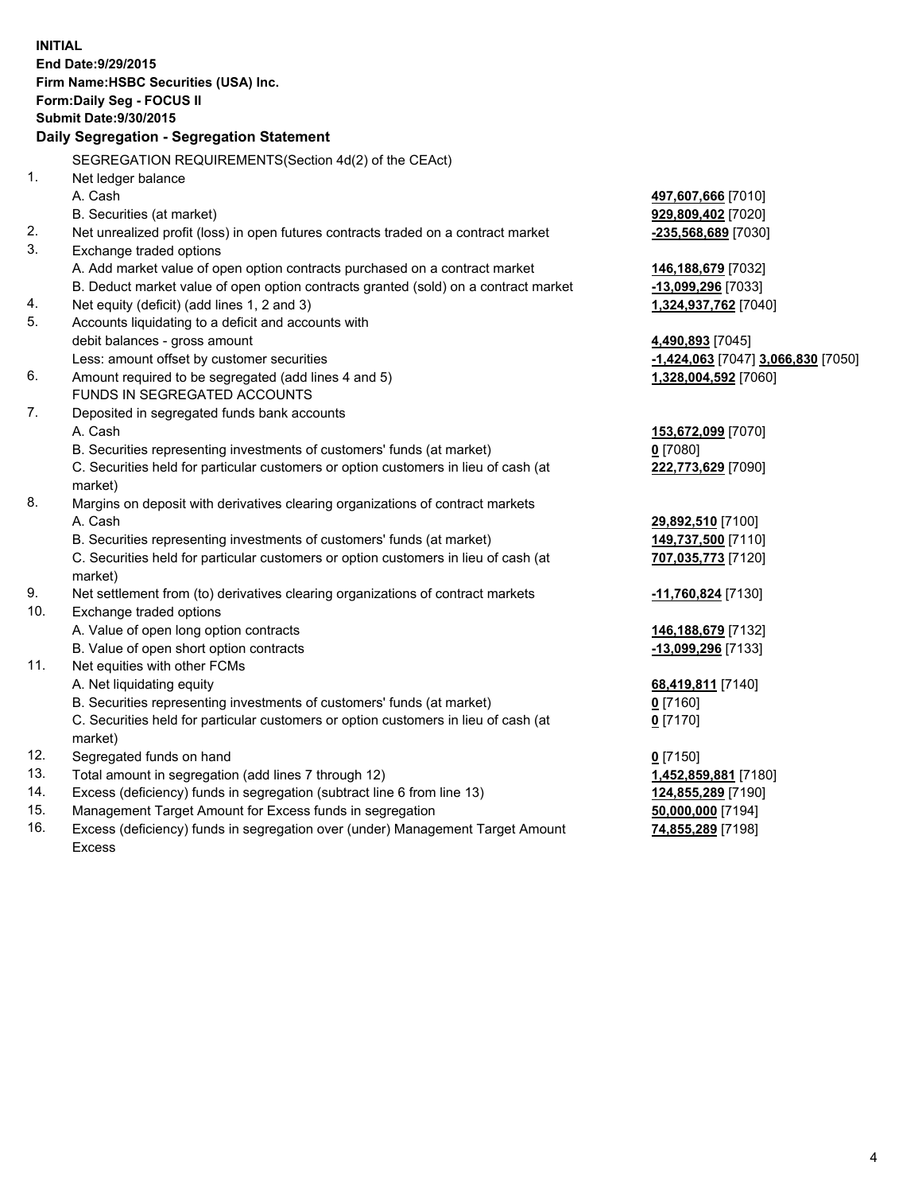**INITIAL**
**End Date:9/29/2015**
**Firm Name:HSBC Securities (USA) Inc.**
**Form:Daily Seg - FOCUS II**
**Submit Date:9/30/2015**

**Daily Segregation - Segregation Statement**

SEGREGATION REQUIREMENTS(Section 4d(2) of the CEAct)

| | | |
|---|---|---|
| 1. | Net ledger balance | |
| | A. Cash | **497,607,666** [7010] |
| | B. Securities (at market) | **929,809,402** [7020] |
| 2. | Net unrealized profit (loss) in open futures contracts traded on a contract market | **-235,568,689** [7030] |
| 3. | Exchange traded options | |
| | A. Add market value of open option contracts purchased on a contract market | **146,188,679** [7032] |
| | B. Deduct market value of open option contracts granted (sold) on a contract market | **-13,099,296** [7033] |
| 4. | Net equity (deficit) (add lines 1, 2 and 3) | **1,324,937,762** [7040] |
| 5. | Accounts liquidating to a deficit and accounts with debit balances - gross amount | **4,490,893** [7045] |
| | Less: amount offset by customer securities | **-1,424,063** [7047] **3,066,830** [7050] |
| 6. | Amount required to be segregated (add lines 4 and 5) | **1,328,004,592** [7060] |
| | FUNDS IN SEGREGATED ACCOUNTS | |
| 7. | Deposited in segregated funds bank accounts | |
| | A. Cash | **153,672,099** [7070] |
| | B. Securities representing investments of customers' funds (at market) | **0** [7080] |
| | C. Securities held for particular customers or option customers in lieu of cash (at market) | **222,773,629** [7090] |
| 8. | Margins on deposit with derivatives clearing organizations of contract markets | |
| | A. Cash | **29,892,510** [7100] |
| | B. Securities representing investments of customers' funds (at market) | **149,737,500** [7110] |
| | C. Securities held for particular customers or option customers in lieu of cash (at market) | **707,035,773** [7120] |
| 9. | Net settlement from (to) derivatives clearing organizations of contract markets | **-11,760,824** [7130] |
| 10. | Exchange traded options | |
| | A. Value of open long option contracts | **146,188,679** [7132] |
| | B. Value of open short option contracts | **-13,099,296** [7133] |
| 11. | Net equities with other FCMs | |
| | A. Net liquidating equity | **68,419,811** [7140] |
| | B. Securities representing investments of customers' funds (at market) | **0** [7160] |
| | C. Securities held for particular customers or option customers in lieu of cash (at market) | **0** [7170] |
| 12. | Segregated funds on hand | **0** [7150] |
| 13. | Total amount in segregation (add lines 7 through 12) | **1,452,859,881** [7180] |
| 14. | Excess (deficiency) funds in segregation (subtract line 6 from line 13) | **124,855,289** [7190] |
| 15. | Management Target Amount for Excess funds in segregation | **50,000,000** [7194] |
| 16. | Excess (deficiency) funds in segregation over (under) Management Target Amount Excess | **74,855,289** [7198] |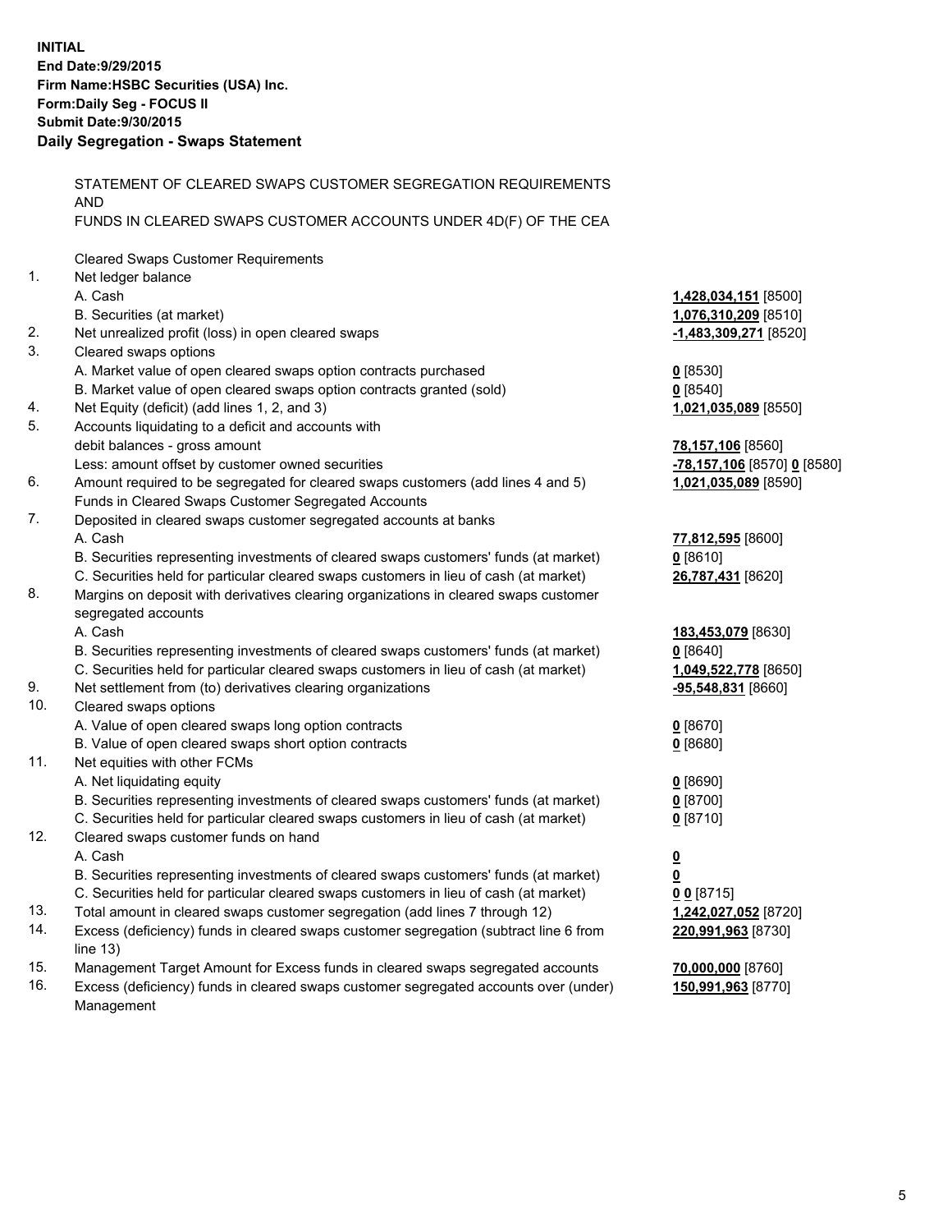**INITIAL**
**End Date:9/29/2015**
**Firm Name:HSBC Securities (USA) Inc.**
**Form:Daily Seg - FOCUS II**
**Submit Date:9/30/2015**
**Daily Segregation - Swaps Statement**

STATEMENT OF CLEARED SWAPS CUSTOMER SEGREGATION REQUIREMENTS AND FUNDS IN CLEARED SWAPS CUSTOMER ACCOUNTS UNDER 4D(F) OF THE CEA

| | | |
|---|---|---|
| | Cleared Swaps Customer Requirements | |
| 1. | Net ledger balance | |
| | A. Cash | **1,428,034,151** [8500] |
| | B. Securities (at market) | **1,076,310,209** [8510] |
| 2. | Net unrealized profit (loss) in open cleared swaps | **-1,483,309,271** [8520] |
| 3. | Cleared swaps options | |
| | A. Market value of open cleared swaps option contracts purchased | **0** [8530] |
| | B. Market value of open cleared swaps option contracts granted (sold) | **0** [8540] |
| 4. | Net Equity (deficit) (add lines 1, 2, and 3) | **1,021,035,089** [8550] |
| 5. | Accounts liquidating to a deficit and accounts with debit balances - gross amount | **78,157,106** [8560] |
| | Less: amount offset by customer owned securities | **-78,157,106** [8570] **0** [8580] |
| 6. | Amount required to be segregated for cleared swaps customers (add lines 4 and 5) | **1,021,035,089** [8590] |
| | Funds in Cleared Swaps Customer Segregated Accounts | |
| 7. | Deposited in cleared swaps customer segregated accounts at banks | |
| | A. Cash | **77,812,595** [8600] |
| | B. Securities representing investments of cleared swaps customers' funds (at market) | **0** [8610] |
| | C. Securities held for particular cleared swaps customers in lieu of cash (at market) | **26,787,431** [8620] |
| 8. | Margins on deposit with derivatives clearing organizations in cleared swaps customer segregated accounts | |
| | A. Cash | **183,453,079** [8630] |
| | B. Securities representing investments of cleared swaps customers' funds (at market) | **0** [8640] |
| | C. Securities held for particular cleared swaps customers in lieu of cash (at market) | **1,049,522,778** [8650] |
| 9. | Net settlement from (to) derivatives clearing organizations | **-95,548,831** [8660] |
| 10. | Cleared swaps options | |
| | A. Value of open cleared swaps long option contracts | **0** [8670] |
| | B. Value of open cleared swaps short option contracts | **0** [8680] |
| 11. | Net equities with other FCMs | |
| | A. Net liquidating equity | **0** [8690] |
| | B. Securities representing investments of cleared swaps customers' funds (at market) | **0** [8700] |
| | C. Securities held for particular cleared swaps customers in lieu of cash (at market) | **0** [8710] |
| 12. | Cleared swaps customer funds on hand | |
| | A. Cash | **0** |
| | B. Securities representing investments of cleared swaps customers' funds (at market) | **0** |
| | C. Securities held for particular cleared swaps customers in lieu of cash (at market) | **0** **0** [8715] |
| 13. | Total amount in cleared swaps customer segregation (add lines 7 through 12) | **1,242,027,052** [8720] |
| 14. | Excess (deficiency) funds in cleared swaps customer segregation (subtract line 6 from line 13) | **220,991,963** [8730] |
| 15. | Management Target Amount for Excess funds in cleared swaps segregated accounts | **70,000,000** [8760] |
| 16. | Excess (deficiency) funds in cleared swaps customer segregated accounts over (under) Management | **150,991,963** [8770] |